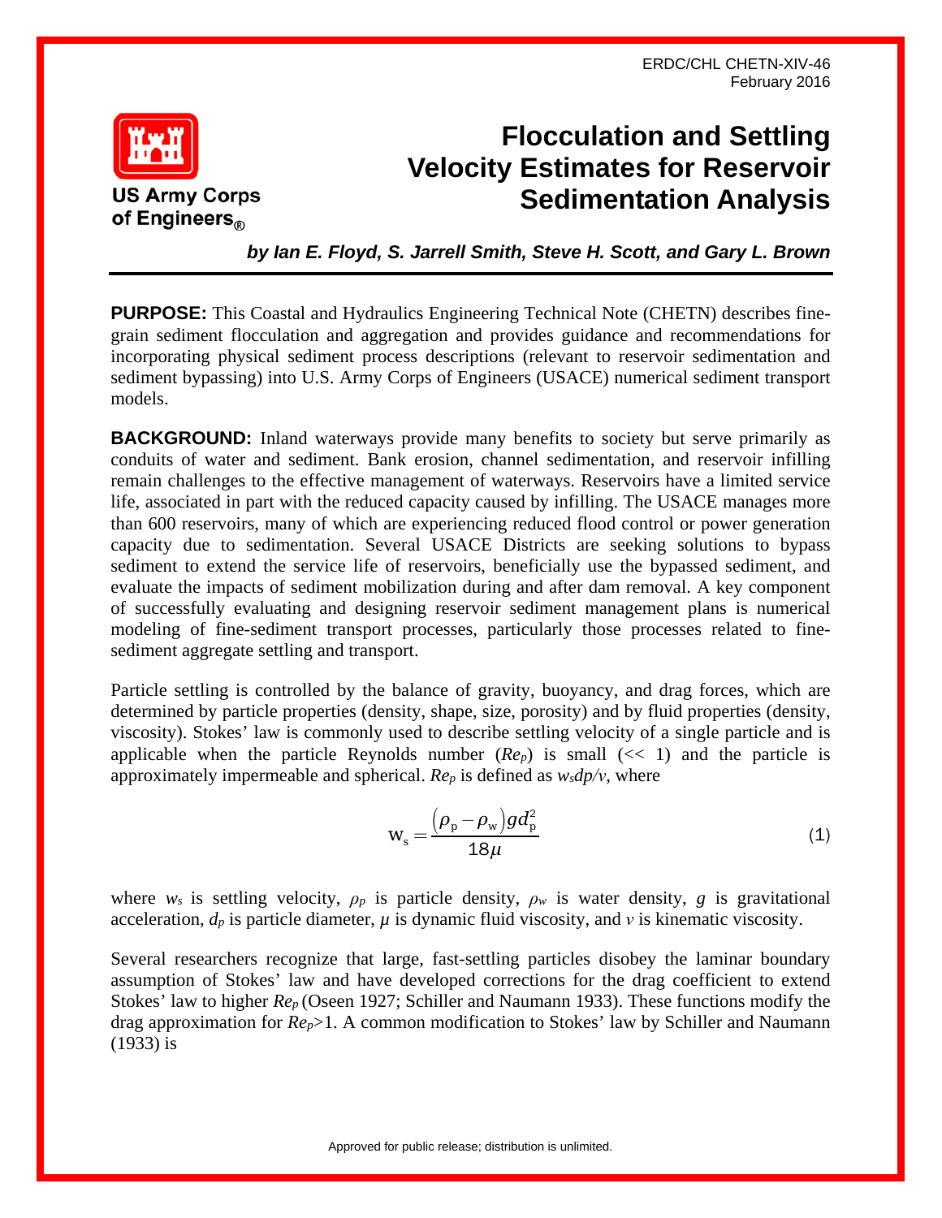ERDC/CHL CHETN-XIV-46
February 2016

US Army Corps of Engineers®

# Flocculation and Settling Velocity Estimates for Reservoir Sedimentation Analysis

***by Ian E. Floyd, S. Jarrell Smith, Steve H. Scott, and Gary L. Brown***

**PURPOSE:** This Coastal and Hydraulics Engineering Technical Note (CHETN) describes fine-grain sediment flocculation and aggregation and provides guidance and recommendations for incorporating physical sediment process descriptions (relevant to reservoir sedimentation and sediment bypassing) into U.S. Army Corps of Engineers (USACE) numerical sediment transport models.

**BACKGROUND:** Inland waterways provide many benefits to society but serve primarily as conduits of water and sediment. Bank erosion, channel sedimentation, and reservoir infilling remain challenges to the effective management of waterways. Reservoirs have a limited service life, associated in part with the reduced capacity caused by infilling. The USACE manages more than 600 reservoirs, many of which are experiencing reduced flood control or power generation capacity due to sedimentation. Several USACE Districts are seeking solutions to bypass sediment to extend the service life of reservoirs, beneficially use the bypassed sediment, and evaluate the impacts of sediment mobilization during and after dam removal. A key component of successfully evaluating and designing reservoir sediment management plans is numerical modeling of fine-sediment transport processes, particularly those processes related to fine-sediment aggregate settling and transport.

Particle settling is controlled by the balance of gravity, buoyancy, and drag forces, which are determined by particle properties (density, shape, size, porosity) and by fluid properties (density, viscosity). Stokes' law is commonly used to describe settling velocity of a single particle and is applicable when the particle Reynolds number ($Re_p$) is small (<< 1) and the particle is approximately impermeable and spherical. $Re_p$ is defined as $w_s d_p/\nu$, where

$$w_s = \frac{(\rho_p - \rho_w) g d_p^2}{18\mu} \tag{1}$$

where $w_s$ is settling velocity, $\rho_p$ is particle density, $\rho_w$ is water density, $g$ is gravitational acceleration, $d_p$ is particle diameter, $\mu$ is dynamic fluid viscosity, and $\nu$ is kinematic viscosity.

Several researchers recognize that large, fast-settling particles disobey the laminar boundary assumption of Stokes' law and have developed corrections for the drag coefficient to extend Stokes' law to higher $Re_p$ (Oseen 1927; Schiller and Naumann 1933). These functions modify the drag approximation for $Re_p$>1. A common modification to Stokes' law by Schiller and Naumann (1933) is

Approved for public release; distribution is unlimited.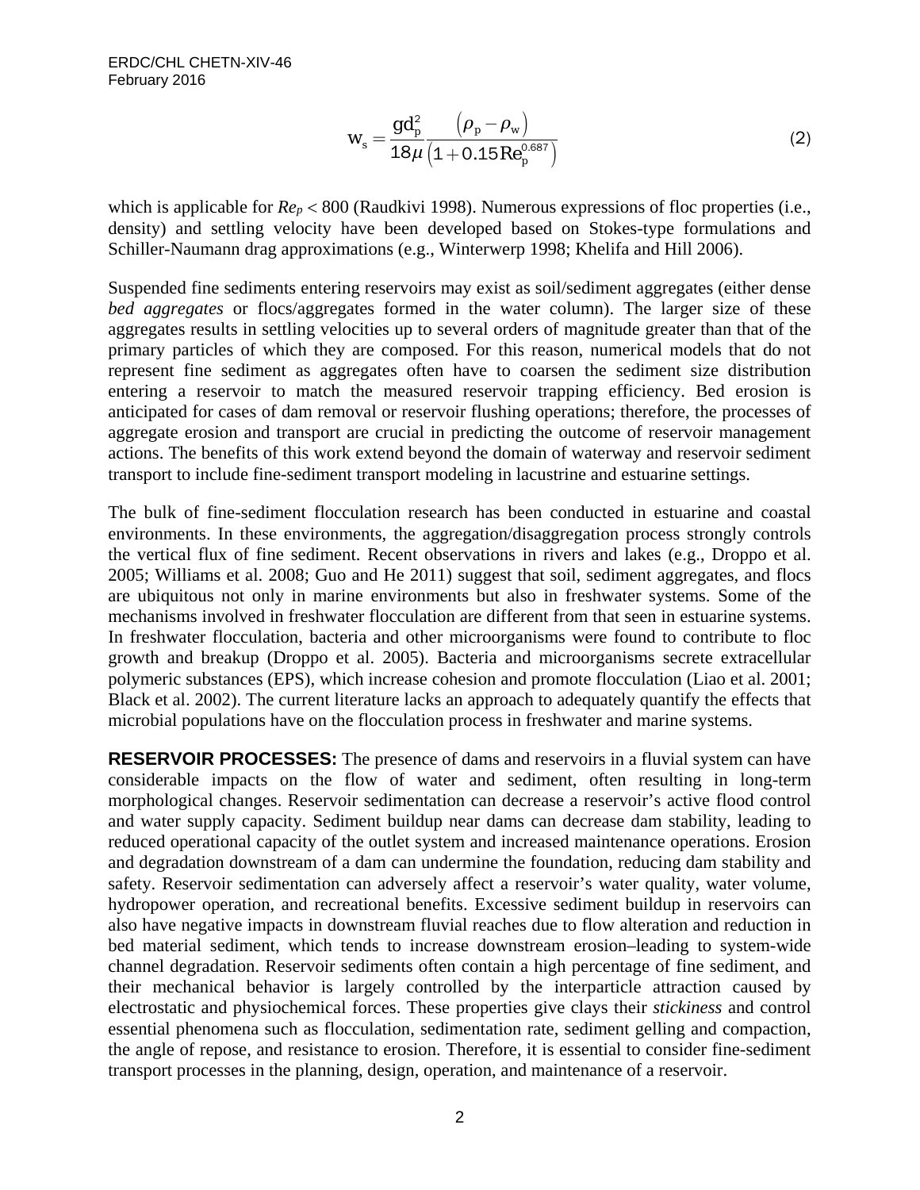$$w_s = \frac{g d_p^2}{18\mu} \frac{(\rho_p - \rho_w)}{\left(1 + 0.15 \mathrm{Re}_p^{0.687}\right)} \tag{2}$$

which is applicable for $Re_p < 800$ (Raudkivi 1998). Numerous expressions of floc properties (i.e., density) and settling velocity have been developed based on Stokes-type formulations and Schiller-Naumann drag approximations (e.g., Winterwerp 1998; Khelifa and Hill 2006).

Suspended fine sediments entering reservoirs may exist as soil/sediment aggregates (either dense *bed aggregates* or flocs/aggregates formed in the water column). The larger size of these aggregates results in settling velocities up to several orders of magnitude greater than that of the primary particles of which they are composed. For this reason, numerical models that do not represent fine sediment as aggregates often have to coarsen the sediment size distribution entering a reservoir to match the measured reservoir trapping efficiency. Bed erosion is anticipated for cases of dam removal or reservoir flushing operations; therefore, the processes of aggregate erosion and transport are crucial in predicting the outcome of reservoir management actions. The benefits of this work extend beyond the domain of waterway and reservoir sediment transport to include fine-sediment transport modeling in lacustrine and estuarine settings.

The bulk of fine-sediment flocculation research has been conducted in estuarine and coastal environments. In these environments, the aggregation/disaggregation process strongly controls the vertical flux of fine sediment. Recent observations in rivers and lakes (e.g., Droppo et al. 2005; Williams et al. 2008; Guo and He 2011) suggest that soil, sediment aggregates, and flocs are ubiquitous not only in marine environments but also in freshwater systems. Some of the mechanisms involved in freshwater flocculation are different from that seen in estuarine systems. In freshwater flocculation, bacteria and other microorganisms were found to contribute to floc growth and breakup (Droppo et al. 2005). Bacteria and microorganisms secrete extracellular polymeric substances (EPS), which increase cohesion and promote flocculation (Liao et al. 2001; Black et al. 2002). The current literature lacks an approach to adequately quantify the effects that microbial populations have on the flocculation process in freshwater and marine systems.

**RESERVOIR PROCESSES:** The presence of dams and reservoirs in a fluvial system can have considerable impacts on the flow of water and sediment, often resulting in long-term morphological changes. Reservoir sedimentation can decrease a reservoir's active flood control and water supply capacity. Sediment buildup near dams can decrease dam stability, leading to reduced operational capacity of the outlet system and increased maintenance operations. Erosion and degradation downstream of a dam can undermine the foundation, reducing dam stability and safety. Reservoir sedimentation can adversely affect a reservoir's water quality, water volume, hydropower operation, and recreational benefits. Excessive sediment buildup in reservoirs can also have negative impacts in downstream fluvial reaches due to flow alteration and reduction in bed material sediment, which tends to increase downstream erosion–leading to system-wide channel degradation. Reservoir sediments often contain a high percentage of fine sediment, and their mechanical behavior is largely controlled by the interparticle attraction caused by electrostatic and physiochemical forces. These properties give clays their *stickiness* and control essential phenomena such as flocculation, sedimentation rate, sediment gelling and compaction, the angle of repose, and resistance to erosion. Therefore, it is essential to consider fine-sediment transport processes in the planning, design, operation, and maintenance of a reservoir.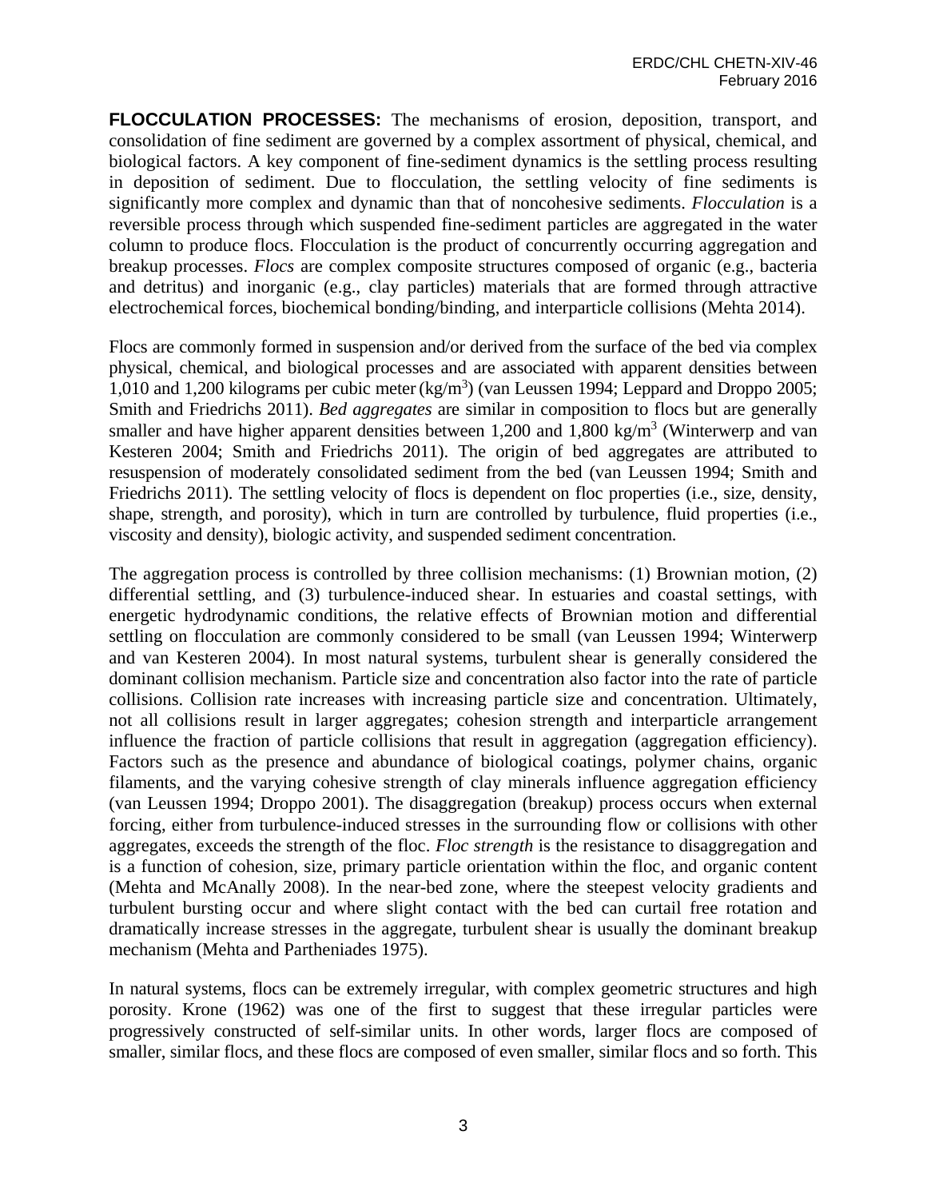**FLOCCULATION PROCESSES:** The mechanisms of erosion, deposition, transport, and consolidation of fine sediment are governed by a complex assortment of physical, chemical, and biological factors. A key component of fine-sediment dynamics is the settling process resulting in deposition of sediment. Due to flocculation, the settling velocity of fine sediments is significantly more complex and dynamic than that of noncohesive sediments. *Flocculation* is a reversible process through which suspended fine-sediment particles are aggregated in the water column to produce flocs. Flocculation is the product of concurrently occurring aggregation and breakup processes. *Flocs* are complex composite structures composed of organic (e.g., bacteria and detritus) and inorganic (e.g., clay particles) materials that are formed through attractive electrochemical forces, biochemical bonding/binding, and interparticle collisions (Mehta 2014).

Flocs are commonly formed in suspension and/or derived from the surface of the bed via complex physical, chemical, and biological processes and are associated with apparent densities between 1,010 and 1,200 kilograms per cubic meter ($kg/m^3$) (van Leussen 1994; Leppard and Droppo 2005; Smith and Friedrichs 2011). *Bed aggregates* are similar in composition to flocs but are generally smaller and have higher apparent densities between 1,200 and 1,800 $kg/m^3$ (Winterwerp and van Kesteren 2004; Smith and Friedrichs 2011). The origin of bed aggregates are attributed to resuspension of moderately consolidated sediment from the bed (van Leussen 1994; Smith and Friedrichs 2011). The settling velocity of flocs is dependent on floc properties (i.e., size, density, shape, strength, and porosity), which in turn are controlled by turbulence, fluid properties (i.e., viscosity and density), biologic activity, and suspended sediment concentration.

The aggregation process is controlled by three collision mechanisms: (1) Brownian motion, (2) differential settling, and (3) turbulence-induced shear. In estuaries and coastal settings, with energetic hydrodynamic conditions, the relative effects of Brownian motion and differential settling on flocculation are commonly considered to be small (van Leussen 1994; Winterwerp and van Kesteren 2004). In most natural systems, turbulent shear is generally considered the dominant collision mechanism. Particle size and concentration also factor into the rate of particle collisions. Collision rate increases with increasing particle size and concentration. Ultimately, not all collisions result in larger aggregates; cohesion strength and interparticle arrangement influence the fraction of particle collisions that result in aggregation (aggregation efficiency). Factors such as the presence and abundance of biological coatings, polymer chains, organic filaments, and the varying cohesive strength of clay minerals influence aggregation efficiency (van Leussen 1994; Droppo 2001). The disaggregation (breakup) process occurs when external forcing, either from turbulence-induced stresses in the surrounding flow or collisions with other aggregates, exceeds the strength of the floc. *Floc strength* is the resistance to disaggregation and is a function of cohesion, size, primary particle orientation within the floc, and organic content (Mehta and McAnally 2008). In the near-bed zone, where the steepest velocity gradients and turbulent bursting occur and where slight contact with the bed can curtail free rotation and dramatically increase stresses in the aggregate, turbulent shear is usually the dominant breakup mechanism (Mehta and Partheniades 1975).

In natural systems, flocs can be extremely irregular, with complex geometric structures and high porosity. Krone (1962) was one of the first to suggest that these irregular particles were progressively constructed of self-similar units. In other words, larger flocs are composed of smaller, similar flocs, and these flocs are composed of even smaller, similar flocs and so forth. This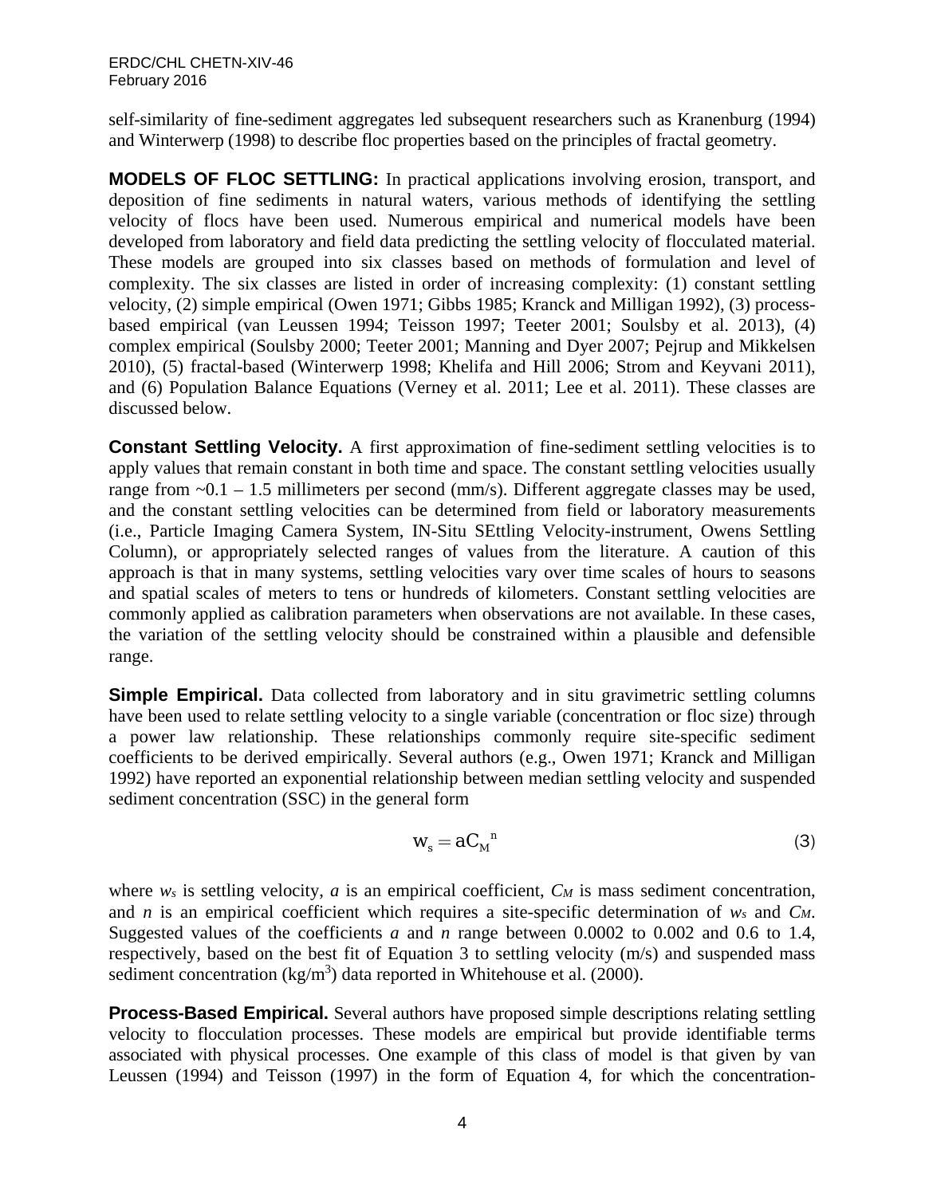self-similarity of fine-sediment aggregates led subsequent researchers such as Kranenburg (1994) and Winterwerp (1998) to describe floc properties based on the principles of fractal geometry.

**MODELS OF FLOC SETTLING:** In practical applications involving erosion, transport, and deposition of fine sediments in natural waters, various methods of identifying the settling velocity of flocs have been used. Numerous empirical and numerical models have been developed from laboratory and field data predicting the settling velocity of flocculated material. These models are grouped into six classes based on methods of formulation and level of complexity. The six classes are listed in order of increasing complexity: (1) constant settling velocity, (2) simple empirical (Owen 1971; Gibbs 1985; Kranck and Milligan 1992), (3) process-based empirical (van Leussen 1994; Teisson 1997; Teeter 2001; Soulsby et al. 2013), (4) complex empirical (Soulsby 2000; Teeter 2001; Manning and Dyer 2007; Pejrup and Mikkelsen 2010), (5) fractal-based (Winterwerp 1998; Khelifa and Hill 2006; Strom and Keyvani 2011), and (6) Population Balance Equations (Verney et al. 2011; Lee et al. 2011). These classes are discussed below.

**Constant Settling Velocity.** A first approximation of fine-sediment settling velocities is to apply values that remain constant in both time and space. The constant settling velocities usually range from ~0.1 – 1.5 millimeters per second (mm/s). Different aggregate classes may be used, and the constant settling velocities can be determined from field or laboratory measurements (i.e., Particle Imaging Camera System, IN-Situ SEttling Velocity-instrument, Owens Settling Column), or appropriately selected ranges of values from the literature. A caution of this approach is that in many systems, settling velocities vary over time scales of hours to seasons and spatial scales of meters to tens or hundreds of kilometers. Constant settling velocities are commonly applied as calibration parameters when observations are not available. In these cases, the variation of the settling velocity should be constrained within a plausible and defensible range.

**Simple Empirical.** Data collected from laboratory and in situ gravimetric settling columns have been used to relate settling velocity to a single variable (concentration or floc size) through a power law relationship. These relationships commonly require site-specific sediment coefficients to be derived empirically. Several authors (e.g., Owen 1971; Kranck and Milligan 1992) have reported an exponential relationship between median settling velocity and suspended sediment concentration (SSC) in the general form

$$w_s = aC_M{}^n \tag{3}$$

where $w_s$ is settling velocity, $a$ is an empirical coefficient, $C_M$ is mass sediment concentration, and $n$ is an empirical coefficient which requires a site-specific determination of $w_s$ and $C_M$. Suggested values of the coefficients $a$ and $n$ range between 0.0002 to 0.002 and 0.6 to 1.4, respectively, based on the best fit of Equation 3 to settling velocity (m/s) and suspended mass sediment concentration (kg/m$^3$) data reported in Whitehouse et al. (2000).

**Process-Based Empirical.** Several authors have proposed simple descriptions relating settling velocity to flocculation processes. These models are empirical but provide identifiable terms associated with physical processes. One example of this class of model is that given by van Leussen (1994) and Teisson (1997) in the form of Equation 4, for which the concentration-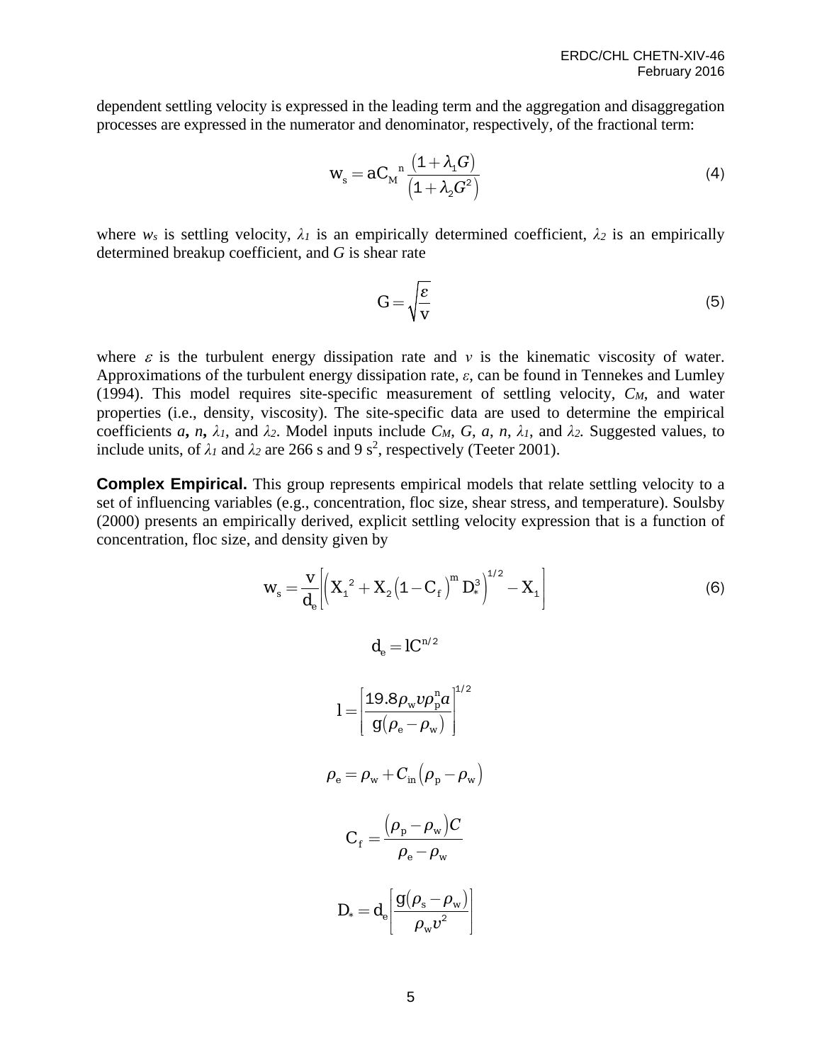dependent settling velocity is expressed in the leading term and the aggregation and disaggregation processes are expressed in the numerator and denominator, respectively, of the fractional term:

$$w_s = aC_M{}^n \frac{\left(1+\lambda_1 G\right)}{\left(1+\lambda_2 G^2\right)} \tag{4}$$

where $w_s$ is settling velocity, $\lambda_1$ is an empirically determined coefficient, $\lambda_2$ is an empirically determined breakup coefficient, and $G$ is shear rate

$$G = \sqrt{\frac{\varepsilon}{v}} \tag{5}$$

where $\varepsilon$ is the turbulent energy dissipation rate and $v$ is the kinematic viscosity of water. Approximations of the turbulent energy dissipation rate, $\varepsilon$, can be found in Tennekes and Lumley (1994). This model requires site-specific measurement of settling velocity, $C_M$, and water properties (i.e., density, viscosity). The site-specific data are used to determine the empirical coefficients ***a*, *n*,** $\lambda_1$, and $\lambda_2$. Model inputs include $C_M$, $G$, $a$, $n$, $\lambda_1$, and $\lambda_2$. Suggested values, to include units, of $\lambda_1$ and $\lambda_2$ are 266 s and 9 s$^2$, respectively (Teeter 2001).

**Complex Empirical.** This group represents empirical models that relate settling velocity to a set of influencing variables (e.g., concentration, floc size, shear stress, and temperature). Soulsby (2000) presents an empirically derived, explicit settling velocity expression that is a function of concentration, floc size, and density given by

$$w_s = \frac{v}{d_e}\left[\left(X_1{}^2 + X_2\left(1-C_f\right)^m D_*^3\right)^{1/2} - X_1\right] \tag{6}$$

$$d_e = lC^{n/2}$$

$$l = \left[\frac{19.8\rho_w v \rho_p^n a}{g\left(\rho_e - \rho_w\right)}\right]^{1/2}$$

$$\rho_e = \rho_w + C_{in}\left(\rho_p - \rho_w\right)$$

$$C_f = \frac{\left(\rho_p - \rho_w\right)C}{\rho_e - \rho_w}$$

$$D_* = d_e\left[\frac{g\left(\rho_s - \rho_w\right)}{\rho_w v^2}\right]$$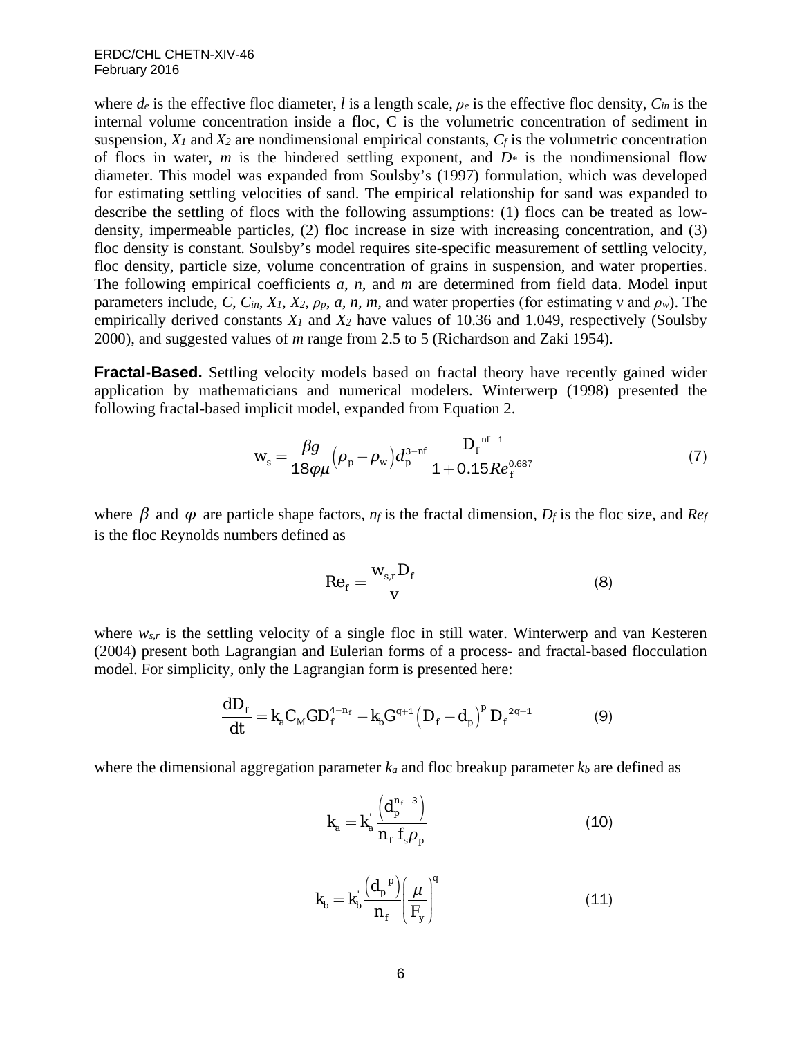where $d_e$ is the effective floc diameter, $l$ is a length scale, $\rho_e$ is the effective floc density, $C_{in}$ is the internal volume concentration inside a floc, C is the volumetric concentration of sediment in suspension, $X_1$ and $X_2$ are nondimensional empirical constants, $C_f$ is the volumetric concentration of flocs in water, $m$ is the hindered settling exponent, and $D_*$ is the nondimensional flow diameter. This model was expanded from Soulsby's (1997) formulation, which was developed for estimating settling velocities of sand. The empirical relationship for sand was expanded to describe the settling of flocs with the following assumptions: (1) flocs can be treated as low-density, impermeable particles, (2) floc increase in size with increasing concentration, and (3) floc density is constant. Soulsby's model requires site-specific measurement of settling velocity, floc density, particle size, volume concentration of grains in suspension, and water properties. The following empirical coefficients $a$, $n$, and $m$ are determined from field data. Model input parameters include, $C$, $C_{in}$, $X_1$, $X_2$, $\rho_p$, $a$, $n$, $m$, and water properties (for estimating $\nu$ and $\rho_w$). The empirically derived constants $X_1$ and $X_2$ have values of 10.36 and 1.049, respectively (Soulsby 2000), and suggested values of $m$ range from 2.5 to 5 (Richardson and Zaki 1954).

**Fractal-Based.** Settling velocity models based on fractal theory have recently gained wider application by mathematicians and numerical modelers. Winterwerp (1998) presented the following fractal-based implicit model, expanded from Equation 2.

$$w_s = \frac{\beta g}{18\varphi\mu}\left(\rho_p - \rho_w\right) d_p^{3-nf} \frac{D_f^{\,nf-1}}{1+0.15 Re_f^{0.687}} \tag{7}$$

where $\beta$ and $\varphi$ are particle shape factors, $n_f$ is the fractal dimension, $D_f$ is the floc size, and $Re_f$ is the floc Reynolds numbers defined as

$$Re_f = \frac{w_{s,r} D_f}{v} \tag{8}$$

where $w_{s,r}$ is the settling velocity of a single floc in still water. Winterwerp and van Kesteren (2004) present both Lagrangian and Eulerian forms of a process- and fractal-based flocculation model. For simplicity, only the Lagrangian form is presented here:

$$\frac{dD_f}{dt} = k_a C_M G D_f^{4-n_f} - k_b G^{q+1}\left(D_f - d_p\right)^p D_f^{\,2q+1} \tag{9}$$

where the dimensional aggregation parameter $k_a$ and floc breakup parameter $k_b$ are defined as

$$k_a = k_a^{'} \frac{\left(d_p^{n_f-3}\right)}{n_f\, f_s \rho_p} \tag{10}$$

$$k_b = k_b^{'} \frac{\left(d_p^{-p}\right)}{n_f}\left(\frac{\mu}{F_y}\right)^q \tag{11}$$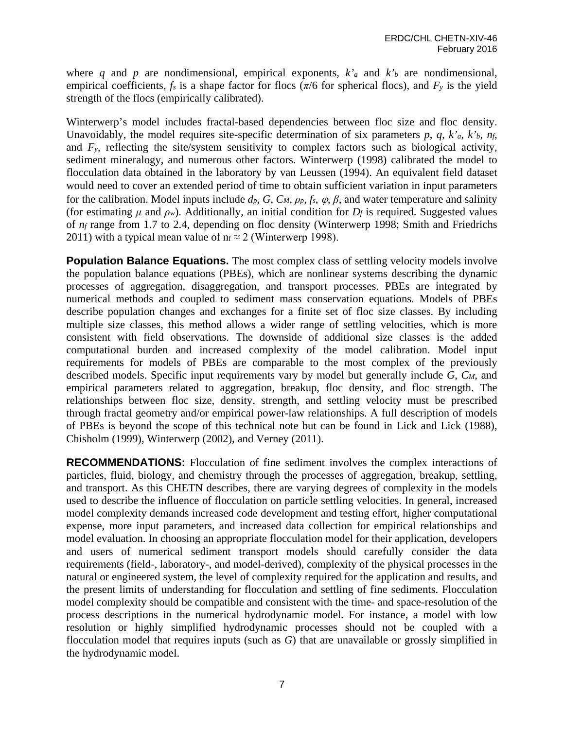where $q$ and $p$ are nondimensional, empirical exponents, $k'_a$ and $k'_b$ are nondimensional, empirical coefficients, $f_s$ is a shape factor for flocs ($\pi/6$ for spherical flocs), and $F_y$ is the yield strength of the flocs (empirically calibrated).

Winterwerp's model includes fractal-based dependencies between floc size and floc density. Unavoidably, the model requires site-specific determination of six parameters $p$, $q$, $k'_a$, $k'_b$, $n_f$, and $F_y$, reflecting the site/system sensitivity to complex factors such as biological activity, sediment mineralogy, and numerous other factors. Winterwerp (1998) calibrated the model to flocculation data obtained in the laboratory by van Leussen (1994). An equivalent field dataset would need to cover an extended period of time to obtain sufficient variation in input parameters for the calibration. Model inputs include $d_p$, $G$, $C_M$, $\rho_p$, $f_s$, $\varphi$, $\beta$, and water temperature and salinity (for estimating $\mu$ and $\rho_w$). Additionally, an initial condition for $D_f$ is required. Suggested values of $n_f$ range from 1.7 to 2.4, depending on floc density (Winterwerp 1998; Smith and Friedrichs 2011) with a typical mean value of $n_f \approx 2$ (Winterwerp 1998).

**Population Balance Equations.** The most complex class of settling velocity models involve the population balance equations (PBEs), which are nonlinear systems describing the dynamic processes of aggregation, disaggregation, and transport processes. PBEs are integrated by numerical methods and coupled to sediment mass conservation equations. Models of PBEs describe population changes and exchanges for a finite set of floc size classes. By including multiple size classes, this method allows a wider range of settling velocities, which is more consistent with field observations. The downside of additional size classes is the added computational burden and increased complexity of the model calibration. Model input requirements for models of PBEs are comparable to the most complex of the previously described models. Specific input requirements vary by model but generally include $G$, $C_M$, and empirical parameters related to aggregation, breakup, floc density, and floc strength. The relationships between floc size, density, strength, and settling velocity must be prescribed through fractal geometry and/or empirical power-law relationships. A full description of models of PBEs is beyond the scope of this technical note but can be found in Lick and Lick (1988), Chisholm (1999), Winterwerp (2002), and Verney (2011).

**RECOMMENDATIONS:** Flocculation of fine sediment involves the complex interactions of particles, fluid, biology, and chemistry through the processes of aggregation, breakup, settling, and transport. As this CHETN describes, there are varying degrees of complexity in the models used to describe the influence of flocculation on particle settling velocities. In general, increased model complexity demands increased code development and testing effort, higher computational expense, more input parameters, and increased data collection for empirical relationships and model evaluation. In choosing an appropriate flocculation model for their application, developers and users of numerical sediment transport models should carefully consider the data requirements (field-, laboratory-, and model-derived), complexity of the physical processes in the natural or engineered system, the level of complexity required for the application and results, and the present limits of understanding for flocculation and settling of fine sediments. Flocculation model complexity should be compatible and consistent with the time- and space-resolution of the process descriptions in the numerical hydrodynamic model. For instance, a model with low resolution or highly simplified hydrodynamic processes should not be coupled with a flocculation model that requires inputs (such as $G$) that are unavailable or grossly simplified in the hydrodynamic model.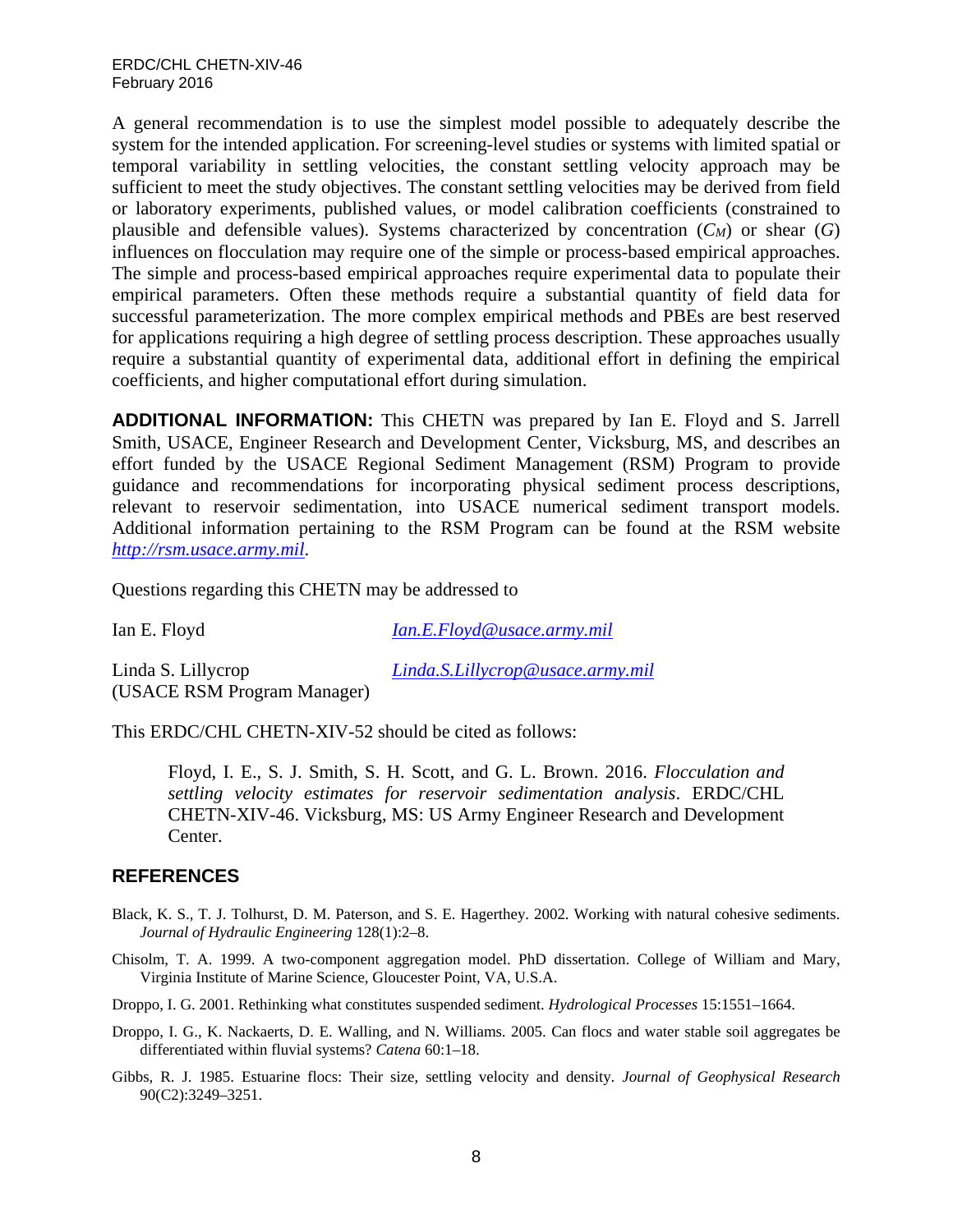A general recommendation is to use the simplest model possible to adequately describe the system for the intended application. For screening-level studies or systems with limited spatial or temporal variability in settling velocities, the constant settling velocity approach may be sufficient to meet the study objectives. The constant settling velocities may be derived from field or laboratory experiments, published values, or model calibration coefficients (constrained to plausible and defensible values). Systems characterized by concentration ($C_M$) or shear ($G$) influences on flocculation may require one of the simple or process-based empirical approaches. The simple and process-based empirical approaches require experimental data to populate their empirical parameters. Often these methods require a substantial quantity of field data for successful parameterization. The more complex empirical methods and PBEs are best reserved for applications requiring a high degree of settling process description. These approaches usually require a substantial quantity of experimental data, additional effort in defining the empirical coefficients, and higher computational effort during simulation.

**ADDITIONAL INFORMATION:** This CHETN was prepared by Ian E. Floyd and S. Jarrell Smith, USACE, Engineer Research and Development Center, Vicksburg, MS, and describes an effort funded by the USACE Regional Sediment Management (RSM) Program to provide guidance and recommendations for incorporating physical sediment process descriptions, relevant to reservoir sedimentation, into USACE numerical sediment transport models. Additional information pertaining to the RSM Program can be found at the RSM website *http://rsm.usace.army.mil*.

Questions regarding this CHETN may be addressed to

| | |
|---|---|
| Ian E. Floyd | *Ian.E.Floyd@usace.army.mil* |
| Linda S. Lillycrop (USACE RSM Program Manager) | *Linda.S.Lillycrop@usace.army.mil* |

This ERDC/CHL CHETN-XIV-52 should be cited as follows:

> Floyd, I. E., S. J. Smith, S. H. Scott, and G. L. Brown. 2016. *Flocculation and settling velocity estimates for reservoir sedimentation analysis*. ERDC/CHL CHETN-XIV-46. Vicksburg, MS: US Army Engineer Research and Development Center.

## REFERENCES

Black, K. S., T. J. Tolhurst, D. M. Paterson, and S. E. Hagerthey. 2002. Working with natural cohesive sediments. *Journal of Hydraulic Engineering* 128(1):2–8.

Chisolm, T. A. 1999. A two-component aggregation model. PhD dissertation. College of William and Mary, Virginia Institute of Marine Science, Gloucester Point, VA, U.S.A.

Droppo, I. G. 2001. Rethinking what constitutes suspended sediment. *Hydrological Processes* 15:1551–1664.

Droppo, I. G., K. Nackaerts, D. E. Walling, and N. Williams. 2005. Can flocs and water stable soil aggregates be differentiated within fluvial systems? *Catena* 60:1–18.

Gibbs, R. J. 1985. Estuarine flocs: Their size, settling velocity and density. *Journal of Geophysical Research* 90(C2):3249–3251.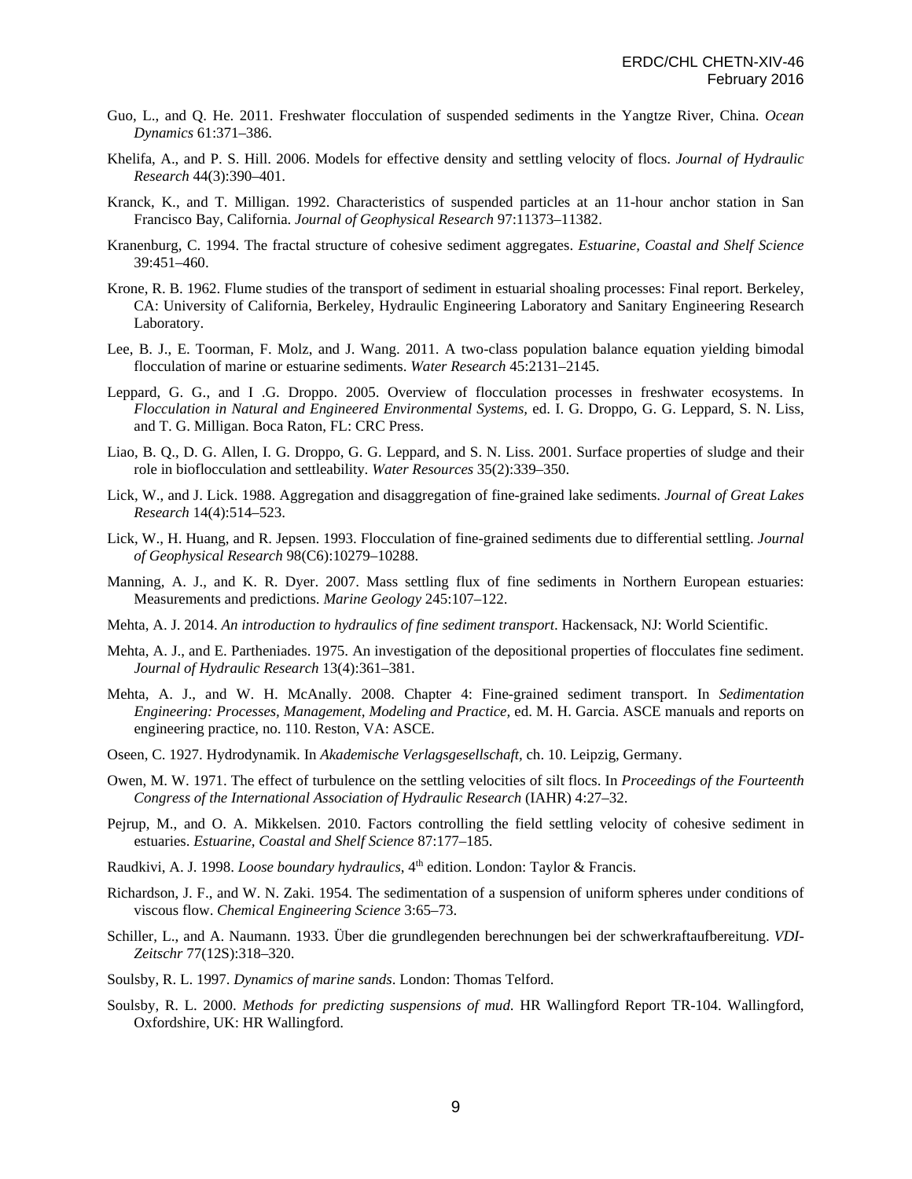Guo, L., and Q. He. 2011. Freshwater flocculation of suspended sediments in the Yangtze River, China. *Ocean Dynamics* 61:371–386.

Khelifa, A., and P. S. Hill. 2006. Models for effective density and settling velocity of flocs. *Journal of Hydraulic Research* 44(3):390–401.

Kranck, K., and T. Milligan. 1992. Characteristics of suspended particles at an 11-hour anchor station in San Francisco Bay, California. *Journal of Geophysical Research* 97:11373–11382.

Kranenburg, C. 1994. The fractal structure of cohesive sediment aggregates. *Estuarine, Coastal and Shelf Science* 39:451–460.

Krone, R. B. 1962. Flume studies of the transport of sediment in estuarial shoaling processes: Final report. Berkeley, CA: University of California, Berkeley, Hydraulic Engineering Laboratory and Sanitary Engineering Research Laboratory.

Lee, B. J., E. Toorman, F. Molz, and J. Wang. 2011. A two-class population balance equation yielding bimodal flocculation of marine or estuarine sediments. *Water Research* 45:2131–2145.

Leppard, G. G., and I .G. Droppo. 2005. Overview of flocculation processes in freshwater ecosystems. In *Flocculation in Natural and Engineered Environmental Systems,* ed. I. G. Droppo, G. G. Leppard, S. N. Liss, and T. G. Milligan. Boca Raton, FL: CRC Press.

Liao, B. Q., D. G. Allen, I. G. Droppo, G. G. Leppard, and S. N. Liss. 2001. Surface properties of sludge and their role in bioflocculation and settleability. *Water Resources* 35(2):339–350.

Lick, W., and J. Lick. 1988. Aggregation and disaggregation of fine-grained lake sediments. *Journal of Great Lakes Research* 14(4):514–523.

Lick, W., H. Huang, and R. Jepsen. 1993. Flocculation of fine-grained sediments due to differential settling. *Journal of Geophysical Research* 98(C6):10279–10288.

Manning, A. J., and K. R. Dyer. 2007. Mass settling flux of fine sediments in Northern European estuaries: Measurements and predictions. *Marine Geology* 245:107–122.

Mehta, A. J. 2014. *An introduction to hydraulics of fine sediment transport*. Hackensack, NJ: World Scientific.

Mehta, A. J., and E. Partheniades. 1975. An investigation of the depositional properties of flocculates fine sediment. *Journal of Hydraulic Research* 13(4):361–381.

Mehta, A. J., and W. H. McAnally. 2008. Chapter 4: Fine-grained sediment transport. In *Sedimentation Engineering: Processes, Management, Modeling and Practice,* ed. M. H. Garcia. ASCE manuals and reports on engineering practice, no. 110. Reston, VA: ASCE.

Oseen, C. 1927. Hydrodynamik. In *Akademische Verlagsgesellschaft,* ch. 10. Leipzig, Germany.

Owen, M. W. 1971. The effect of turbulence on the settling velocities of silt flocs. In *Proceedings of the Fourteenth Congress of the International Association of Hydraulic Research* (IAHR) 4:27–32.

Pejrup, M., and O. A. Mikkelsen. 2010. Factors controlling the field settling velocity of cohesive sediment in estuaries. *Estuarine, Coastal and Shelf Science* 87:177–185.

Raudkivi, A. J. 1998. *Loose boundary hydraulics,* 4th edition. London: Taylor & Francis.

Richardson, J. F., and W. N. Zaki. 1954. The sedimentation of a suspension of uniform spheres under conditions of viscous flow. *Chemical Engineering Science* 3:65–73.

Schiller, L., and A. Naumann. 1933. Über die grundlegenden berechnungen bei der schwerkraftaufbereitung. *VDI-Zeitschr* 77(12S):318–320.

Soulsby, R. L. 1997. *Dynamics of marine sands*. London: Thomas Telford.

Soulsby, R. L. 2000. *Methods for predicting suspensions of mud*. HR Wallingford Report TR-104. Wallingford, Oxfordshire, UK: HR Wallingford.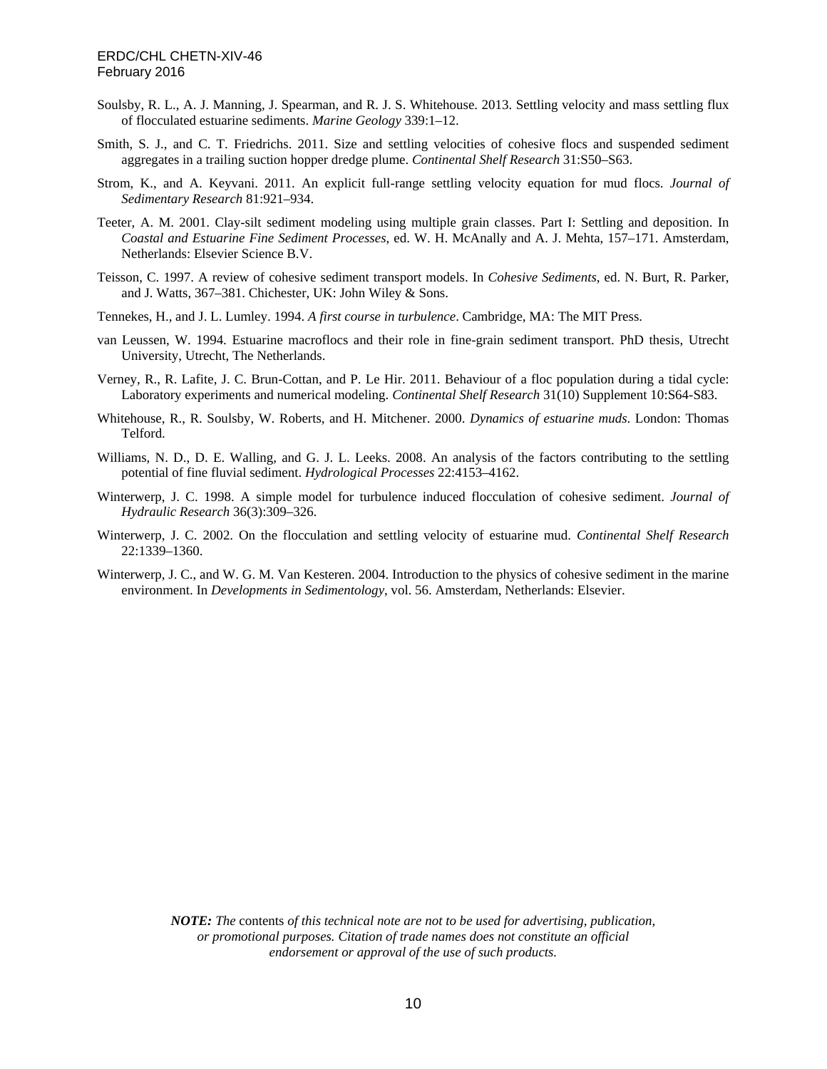Soulsby, R. L., A. J. Manning, J. Spearman, and R. J. S. Whitehouse. 2013. Settling velocity and mass settling flux of flocculated estuarine sediments. *Marine Geology* 339:1–12.

Smith, S. J., and C. T. Friedrichs. 2011. Size and settling velocities of cohesive flocs and suspended sediment aggregates in a trailing suction hopper dredge plume. *Continental Shelf Research* 31:S50–S63.

Strom, K., and A. Keyvani. 2011. An explicit full-range settling velocity equation for mud flocs. *Journal of Sedimentary Research* 81:921–934.

Teeter, A. M. 2001. Clay-silt sediment modeling using multiple grain classes. Part I: Settling and deposition. In *Coastal and Estuarine Fine Sediment Processes*, ed. W. H. McAnally and A. J. Mehta, 157–171. Amsterdam, Netherlands: Elsevier Science B.V.

Teisson, C. 1997. A review of cohesive sediment transport models. In *Cohesive Sediments*, ed. N. Burt, R. Parker, and J. Watts, 367–381. Chichester, UK: John Wiley & Sons.

Tennekes, H., and J. L. Lumley. 1994. *A first course in turbulence*. Cambridge, MA: The MIT Press.

van Leussen, W. 1994. Estuarine macroflocs and their role in fine-grain sediment transport. PhD thesis, Utrecht University, Utrecht, The Netherlands.

Verney, R., R. Lafite, J. C. Brun-Cottan, and P. Le Hir. 2011. Behaviour of a floc population during a tidal cycle: Laboratory experiments and numerical modeling. *Continental Shelf Research* 31(10) Supplement 10:S64-S83.

Whitehouse, R., R. Soulsby, W. Roberts, and H. Mitchener. 2000. *Dynamics of estuarine muds*. London: Thomas Telford.

Williams, N. D., D. E. Walling, and G. J. L. Leeks. 2008. An analysis of the factors contributing to the settling potential of fine fluvial sediment. *Hydrological Processes* 22:4153–4162.

Winterwerp, J. C. 1998. A simple model for turbulence induced flocculation of cohesive sediment. *Journal of Hydraulic Research* 36(3):309–326.

Winterwerp, J. C. 2002. On the flocculation and settling velocity of estuarine mud. *Continental Shelf Research* 22:1339–1360.

Winterwerp, J. C., and W. G. M. Van Kesteren. 2004. Introduction to the physics of cohesive sediment in the marine environment. In *Developments in Sedimentology*, vol. 56. Amsterdam, Netherlands: Elsevier.

***NOTE:*** *The* contents *of this technical note are not to be used for advertising, publication, or promotional purposes. Citation of trade names does not constitute an official endorsement or approval of the use of such products.*